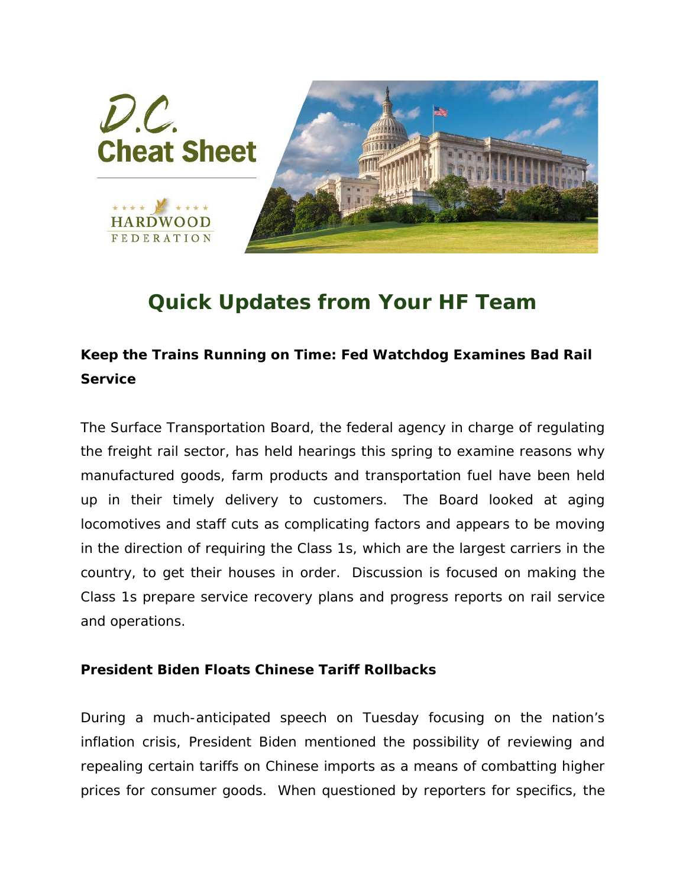D.C. Cheat Sheet

HARDWOOD FEDERATION

# Quick Updates from Your HF Team

**Keep the Trains Running on Time: Fed Watchdog Examines Bad Rail Service**

The Surface Transportation Board, the federal agency in charge of regulating the freight rail sector, has held hearings this spring to examine reasons why manufactured goods, farm products and transportation fuel have been held up in their timely delivery to customers. The Board looked at aging locomotives and staff cuts as complicating factors and appears to be moving in the direction of requiring the Class 1s, which are the largest carriers in the country, to get their houses in order. Discussion is focused on making the Class 1s prepare service recovery plans and progress reports on rail service and operations.

**President Biden Floats Chinese Tariff Rollbacks**

During a much-anticipated speech on Tuesday focusing on the nation's inflation crisis, President Biden mentioned the possibility of reviewing and repealing certain tariffs on Chinese imports as a means of combatting higher prices for consumer goods. When questioned by reporters for specifics, the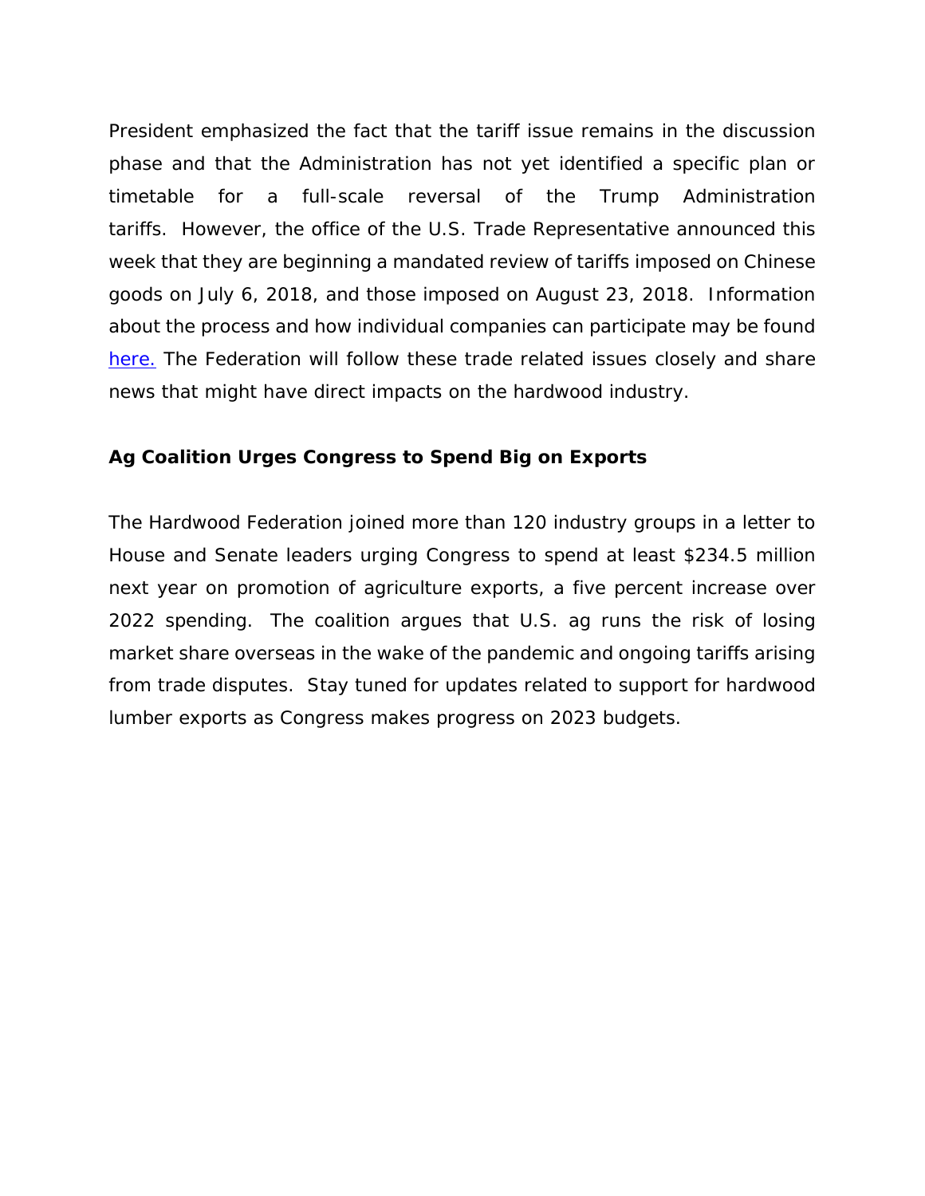President emphasized the fact that the tariff issue remains in the discussion phase and that the Administration has not yet identified a specific plan or timetable for a full-scale reversal of the Trump Administration tariffs. However, the office of the U.S. Trade Representative announced this week that they are beginning a mandated review of tariffs imposed on Chinese goods on July 6, 2018, and those imposed on August 23, 2018. Information about the process and how individual companies can participate may be found here. The Federation will follow these trade related issues closely and share news that might have direct impacts on the hardwood industry.

**Ag Coalition Urges Congress to Spend Big on Exports**

The Hardwood Federation joined more than 120 industry groups in a letter to House and Senate leaders urging Congress to spend at least $234.5 million next year on promotion of agriculture exports, a five percent increase over 2022 spending. The coalition argues that U.S. ag runs the risk of losing market share overseas in the wake of the pandemic and ongoing tariffs arising from trade disputes. Stay tuned for updates related to support for hardwood lumber exports as Congress makes progress on 2023 budgets.